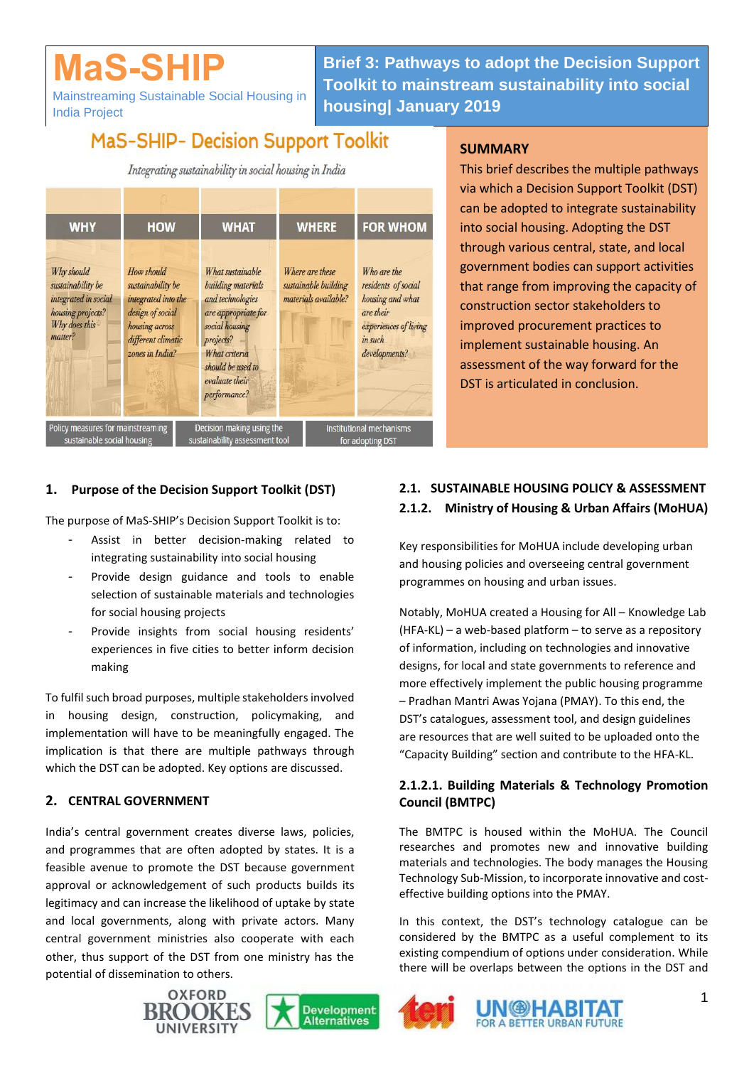# MaS-SHIP

Mainstreaming Sustainable Social Housing in India Project

**Brief 3: Pathways to adopt the Decision Support Toolkit to mainstream sustainability into social housing| January 2019**

MaS-SHIP- Decision Support Toolkit

*Integrating sustainability in social housing in India*

| WHY | HOW | WHAT | WHERE | FOR WHOM |
|---|---|---|---|---|
| *Why should sustainability be integrated in social housing projects? Why does this matter?* | *How should sustainability be integrated into the design of social housing across different climatic zones in India?* | *What sustainable building materials and technologies are appropriate for social housing projects? What criteria should be used to evaluate their performance?* | *Where are these sustainable building materials available?* | *Who are the residents of social housing and what are their experiences of living in such developments?* |

Policy measures for mainstreaming sustainable social housing | Decision making using the sustainability assessment tool | Institutional mechanisms for adopting DST

## SUMMARY

This brief describes the multiple pathways via which a Decision Support Toolkit (DST) can be adopted to integrate sustainability into social housing. Adopting the DST through various central, state, and local government bodies can support activities that range from improving the capacity of construction sector stakeholders to improved procurement practices to implement sustainable housing. An assessment of the way forward for the DST is articulated in conclusion.

## 1. Purpose of the Decision Support Toolkit (DST)

The purpose of MaS-SHIP's Decision Support Toolkit is to:

- Assist in better decision-making related to integrating sustainability into social housing
- Provide design guidance and tools to enable selection of sustainable materials and technologies for social housing projects
- Provide insights from social housing residents' experiences in five cities to better inform decision making

To fulfil such broad purposes, multiple stakeholders involved in housing design, construction, policymaking, and implementation will have to be meaningfully engaged. The implication is that there are multiple pathways through which the DST can be adopted. Key options are discussed.

## 2. CENTRAL GOVERNMENT

India's central government creates diverse laws, policies, and programmes that are often adopted by states. It is a feasible avenue to promote the DST because government approval or acknowledgement of such products builds its legitimacy and can increase the likelihood of uptake by state and local governments, along with private actors. Many central government ministries also cooperate with each other, thus support of the DST from one ministry has the potential of dissemination to others.

### 2.1. SUSTAINABLE HOUSING POLICY & ASSESSMENT

### 2.1.2. Ministry of Housing & Urban Affairs (MoHUA)

Key responsibilities for MoHUA include developing urban and housing policies and overseeing central government programmes on housing and urban issues.

Notably, MoHUA created a Housing for All – Knowledge Lab (HFA-KL) – a web-based platform – to serve as a repository of information, including on technologies and innovative designs, for local and state governments to reference and more effectively implement the public housing programme – Pradhan Mantri Awas Yojana (PMAY). To this end, the DST's catalogues, assessment tool, and design guidelines are resources that are well suited to be uploaded onto the "Capacity Building" section and contribute to the HFA-KL.

#### 2.1.2.1. Building Materials & Technology Promotion Council (BMTPC)

The BMTPC is housed within the MoHUA. The Council researches and promotes new and innovative building materials and technologies. The body manages the Housing Technology Sub-Mission, to incorporate innovative and cost-effective building options into the PMAY.

In this context, the DST's technology catalogue can be considered by the BMTPC as a useful complement to its existing compendium of options under consideration. While there will be overlaps between the options in the DST and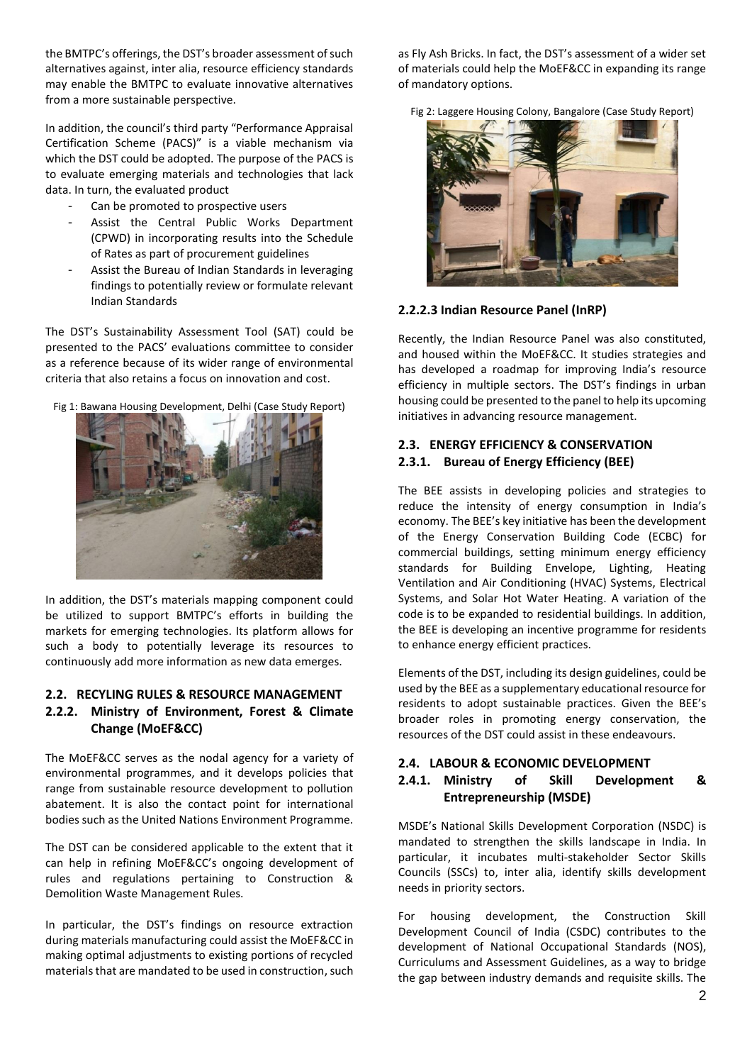the BMTPC's offerings, the DST's broader assessment of such alternatives against, inter alia, resource efficiency standards may enable the BMTPC to evaluate innovative alternatives from a more sustainable perspective.

In addition, the council's third party "Performance Appraisal Certification Scheme (PACS)" is a viable mechanism via which the DST could be adopted. The purpose of the PACS is to evaluate emerging materials and technologies that lack data. In turn, the evaluated product

- Can be promoted to prospective users
- Assist the Central Public Works Department (CPWD) in incorporating results into the Schedule of Rates as part of procurement guidelines
- Assist the Bureau of Indian Standards in leveraging findings to potentially review or formulate relevant Indian Standards

The DST's Sustainability Assessment Tool (SAT) could be presented to the PACS' evaluations committee to consider as a reference because of its wider range of environmental criteria that also retains a focus on innovation and cost.

Fig 1: Bawana Housing Development, Delhi (Case Study Report)

In addition, the DST's materials mapping component could be utilized to support BMTPC's efforts in building the markets for emerging technologies. Its platform allows for such a body to potentially leverage its resources to continuously add more information as new data emerges.

## 2.2. RECYLING RULES & RESOURCE MANAGEMENT

### 2.2.2. Ministry of Environment, Forest & Climate Change (MoEF&CC)

The MoEF&CC serves as the nodal agency for a variety of environmental programmes, and it develops policies that range from sustainable resource development to pollution abatement. It is also the contact point for international bodies such as the United Nations Environment Programme.

The DST can be considered applicable to the extent that it can help in refining MoEF&CC's ongoing development of rules and regulations pertaining to Construction & Demolition Waste Management Rules.

In particular, the DST's findings on resource extraction during materials manufacturing could assist the MoEF&CC in making optimal adjustments to existing portions of recycled materials that are mandated to be used in construction, such as Fly Ash Bricks. In fact, the DST's assessment of a wider set of materials could help the MoEF&CC in expanding its range of mandatory options.

Fig 2: Laggere Housing Colony, Bangalore (Case Study Report)

#### 2.2.2.3 Indian Resource Panel (InRP)

Recently, the Indian Resource Panel was also constituted, and housed within the MoEF&CC. It studies strategies and has developed a roadmap for improving India's resource efficiency in multiple sectors. The DST's findings in urban housing could be presented to the panel to help its upcoming initiatives in advancing resource management.

## 2.3. ENERGY EFFICIENCY & CONSERVATION

### 2.3.1. Bureau of Energy Efficiency (BEE)

The BEE assists in developing policies and strategies to reduce the intensity of energy consumption in India's economy. The BEE's key initiative has been the development of the Energy Conservation Building Code (ECBC) for commercial buildings, setting minimum energy efficiency standards for Building Envelope, Lighting, Heating Ventilation and Air Conditioning (HVAC) Systems, Electrical Systems, and Solar Hot Water Heating. A variation of the code is to be expanded to residential buildings. In addition, the BEE is developing an incentive programme for residents to enhance energy efficient practices.

Elements of the DST, including its design guidelines, could be used by the BEE as a supplementary educational resource for residents to adopt sustainable practices. Given the BEE's broader roles in promoting energy conservation, the resources of the DST could assist in these endeavours.

## 2.4. LABOUR & ECONOMIC DEVELOPMENT

### 2.4.1. Ministry of Skill Development & Entrepreneurship (MSDE)

MSDE's National Skills Development Corporation (NSDC) is mandated to strengthen the skills landscape in India. In particular, it incubates multi-stakeholder Sector Skills Councils (SSCs) to, inter alia, identify skills development needs in priority sectors.

For housing development, the Construction Skill Development Council of India (CSDC) contributes to the development of National Occupational Standards (NOS), Curriculums and Assessment Guidelines, as a way to bridge the gap between industry demands and requisite skills. The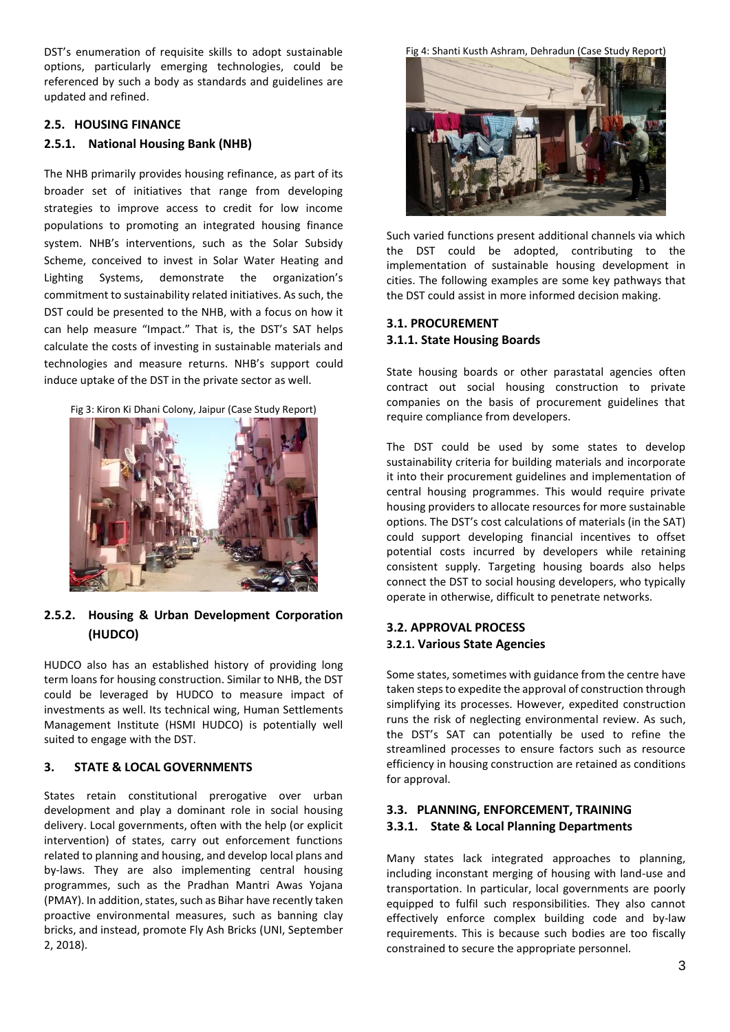DST's enumeration of requisite skills to adopt sustainable options, particularly emerging technologies, could be referenced by such a body as standards and guidelines are updated and refined.

## 2.5. HOUSING FINANCE

### 2.5.1. National Housing Bank (NHB)

The NHB primarily provides housing refinance, as part of its broader set of initiatives that range from developing strategies to improve access to credit for low income populations to promoting an integrated housing finance system. NHB's interventions, such as the Solar Subsidy Scheme, conceived to invest in Solar Water Heating and Lighting Systems, demonstrate the organization's commitment to sustainability related initiatives. As such, the DST could be presented to the NHB, with a focus on how it can help measure "Impact." That is, the DST's SAT helps calculate the costs of investing in sustainable materials and technologies and measure returns. NHB's support could induce uptake of the DST in the private sector as well.

Fig 3: Kiron Ki Dhani Colony, Jaipur (Case Study Report)

### 2.5.2. Housing & Urban Development Corporation (HUDCO)

HUDCO also has an established history of providing long term loans for housing construction. Similar to NHB, the DST could be leveraged by HUDCO to measure impact of investments as well. Its technical wing, Human Settlements Management Institute (HSMI HUDCO) is potentially well suited to engage with the DST.

# 3. STATE & LOCAL GOVERNMENTS

States retain constitutional prerogative over urban development and play a dominant role in social housing delivery. Local governments, often with the help (or explicit intervention) of states, carry out enforcement functions related to planning and housing, and develop local plans and by-laws. They are also implementing central housing programmes, such as the Pradhan Mantri Awas Yojana (PMAY). In addition, states, such as Bihar have recently taken proactive environmental measures, such as banning clay bricks, and instead, promote Fly Ash Bricks (UNI, September 2, 2018).

Fig 4: Shanti Kusth Ashram, Dehradun (Case Study Report)

Such varied functions present additional channels via which the DST could be adopted, contributing to the implementation of sustainable housing development in cities. The following examples are some key pathways that the DST could assist in more informed decision making.

## 3.1. PROCUREMENT

### 3.1.1. State Housing Boards

State housing boards or other parastatal agencies often contract out social housing construction to private companies on the basis of procurement guidelines that require compliance from developers.

The DST could be used by some states to develop sustainability criteria for building materials and incorporate it into their procurement guidelines and implementation of central housing programmes. This would require private housing providers to allocate resources for more sustainable options. The DST's cost calculations of materials (in the SAT) could support developing financial incentives to offset potential costs incurred by developers while retaining consistent supply. Targeting housing boards also helps connect the DST to social housing developers, who typically operate in otherwise, difficult to penetrate networks.

## 3.2. APPROVAL PROCESS

### 3.2.1. Various State Agencies

Some states, sometimes with guidance from the centre have taken steps to expedite the approval of construction through simplifying its processes. However, expedited construction runs the risk of neglecting environmental review. As such, the DST's SAT can potentially be used to refine the streamlined processes to ensure factors such as resource efficiency in housing construction are retained as conditions for approval.

## 3.3. PLANNING, ENFORCEMENT, TRAINING

### 3.3.1. State & Local Planning Departments

Many states lack integrated approaches to planning, including inconstant merging of housing with land-use and transportation. In particular, local governments are poorly equipped to fulfil such responsibilities. They also cannot effectively enforce complex building code and by-law requirements. This is because such bodies are too fiscally constrained to secure the appropriate personnel.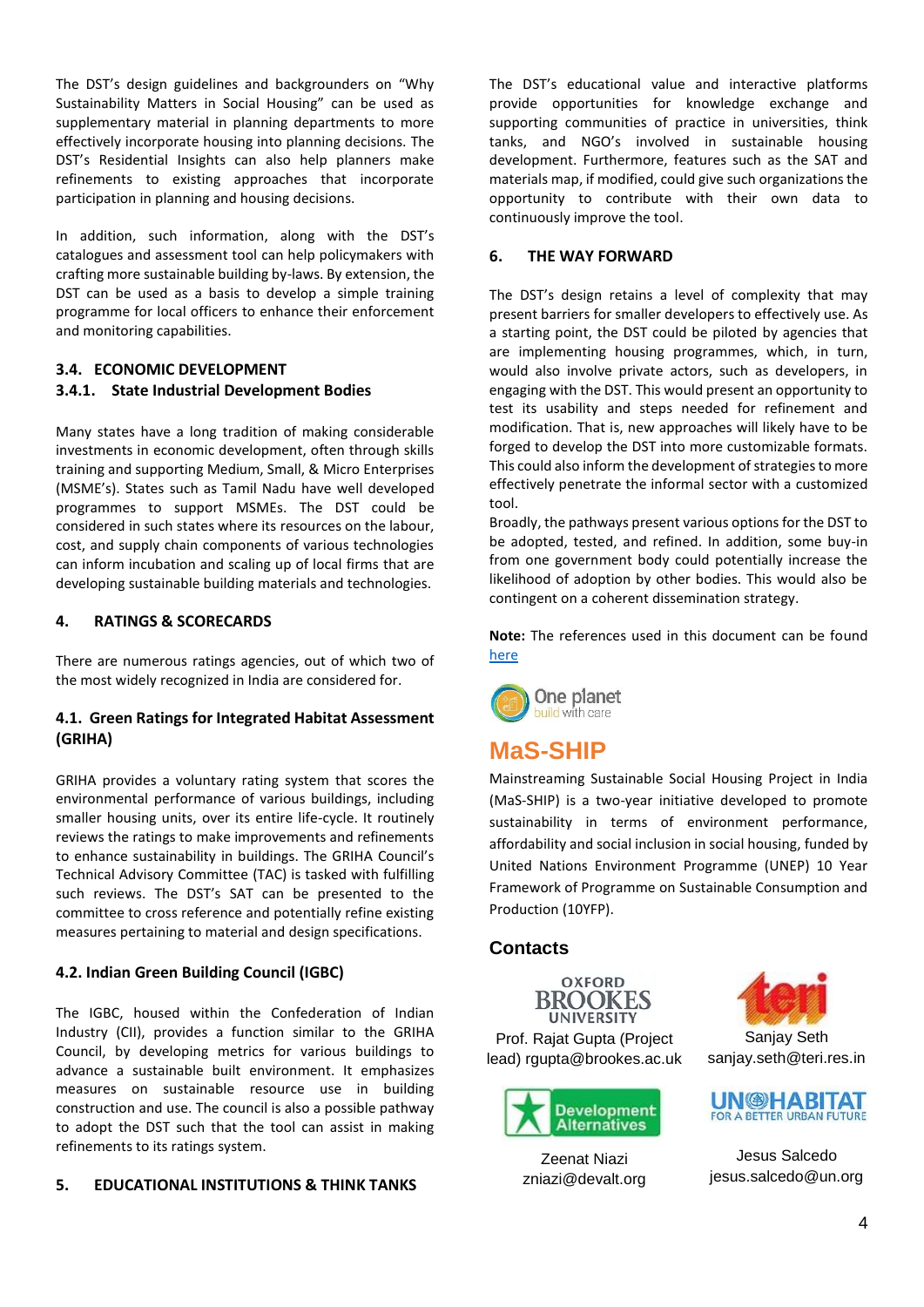The DST's design guidelines and backgrounders on "Why Sustainability Matters in Social Housing" can be used as supplementary material in planning departments to more effectively incorporate housing into planning decisions. The DST's Residential Insights can also help planners make refinements to existing approaches that incorporate participation in planning and housing decisions.

In addition, such information, along with the DST's catalogues and assessment tool can help policymakers with crafting more sustainable building by-laws. By extension, the DST can be used as a basis to develop a simple training programme for local officers to enhance their enforcement and monitoring capabilities.

### 3.4. ECONOMIC DEVELOPMENT

#### 3.4.1. State Industrial Development Bodies

Many states have a long tradition of making considerable investments in economic development, often through skills training and supporting Medium, Small, & Micro Enterprises (MSME's). States such as Tamil Nadu have well developed programmes to support MSMEs. The DST could be considered in such states where its resources on the labour, cost, and supply chain components of various technologies can inform incubation and scaling up of local firms that are developing sustainable building materials and technologies.

## 4. RATINGS & SCORECARDS

There are numerous ratings agencies, out of which two of the most widely recognized in India are considered for.

### 4.1. Green Ratings for Integrated Habitat Assessment (GRIHA)

GRIHA provides a voluntary rating system that scores the environmental performance of various buildings, including smaller housing units, over its entire life-cycle. It routinely reviews the ratings to make improvements and refinements to enhance sustainability in buildings. The GRIHA Council's Technical Advisory Committee (TAC) is tasked with fulfilling such reviews. The DST's SAT can be presented to the committee to cross reference and potentially refine existing measures pertaining to material and design specifications.

### 4.2. Indian Green Building Council (IGBC)

The IGBC, housed within the Confederation of Indian Industry (CII), provides a function similar to the GRIHA Council, by developing metrics for various buildings to advance a sustainable built environment. It emphasizes measures on sustainable resource use in building construction and use. The council is also a possible pathway to adopt the DST such that the tool can assist in making refinements to its ratings system.

## 5. EDUCATIONAL INSTITUTIONS & THINK TANKS

The DST's educational value and interactive platforms provide opportunities for knowledge exchange and supporting communities of practice in universities, think tanks, and NGO's involved in sustainable housing development. Furthermore, features such as the SAT and materials map, if modified, could give such organizations the opportunity to contribute with their own data to continuously improve the tool.

## 6. THE WAY FORWARD

The DST's design retains a level of complexity that may present barriers for smaller developers to effectively use. As a starting point, the DST could be piloted by agencies that are implementing housing programmes, which, in turn, would also involve private actors, such as developers, in engaging with the DST. This would present an opportunity to test its usability and steps needed for refinement and modification. That is, new approaches will likely have to be forged to develop the DST into more customizable formats. This could also inform the development of strategies to more effectively penetrate the informal sector with a customized tool.

Broadly, the pathways present various options for the DST to be adopted, tested, and refined. In addition, some buy-in from one government body could potentially increase the likelihood of adoption by other bodies. This would also be contingent on a coherent dissemination strategy.

**Note:** The references used in this document can be found [here]

One planet
build with care

# MaS-SHIP

Mainstreaming Sustainable Social Housing Project in India (MaS-SHIP) is a two-year initiative developed to promote sustainability in terms of environment performance, affordability and social inclusion in social housing, funded by United Nations Environment Programme (UNEP) 10 Year Framework of Programme on Sustainable Consumption and Production (10YFP).

## Contacts

OXFORD BROOKES UNIVERSITY
Prof. Rajat Gupta (Project lead) rgupta@brookes.ac.uk

teri
Sanjay Seth
sanjay.seth@teri.res.in

Development Alternatives
Zeenat Niazi
zniazi@devalt.org

UN-HABITAT FOR A BETTER URBAN FUTURE
Jesus Salcedo
jesus.salcedo@un.org